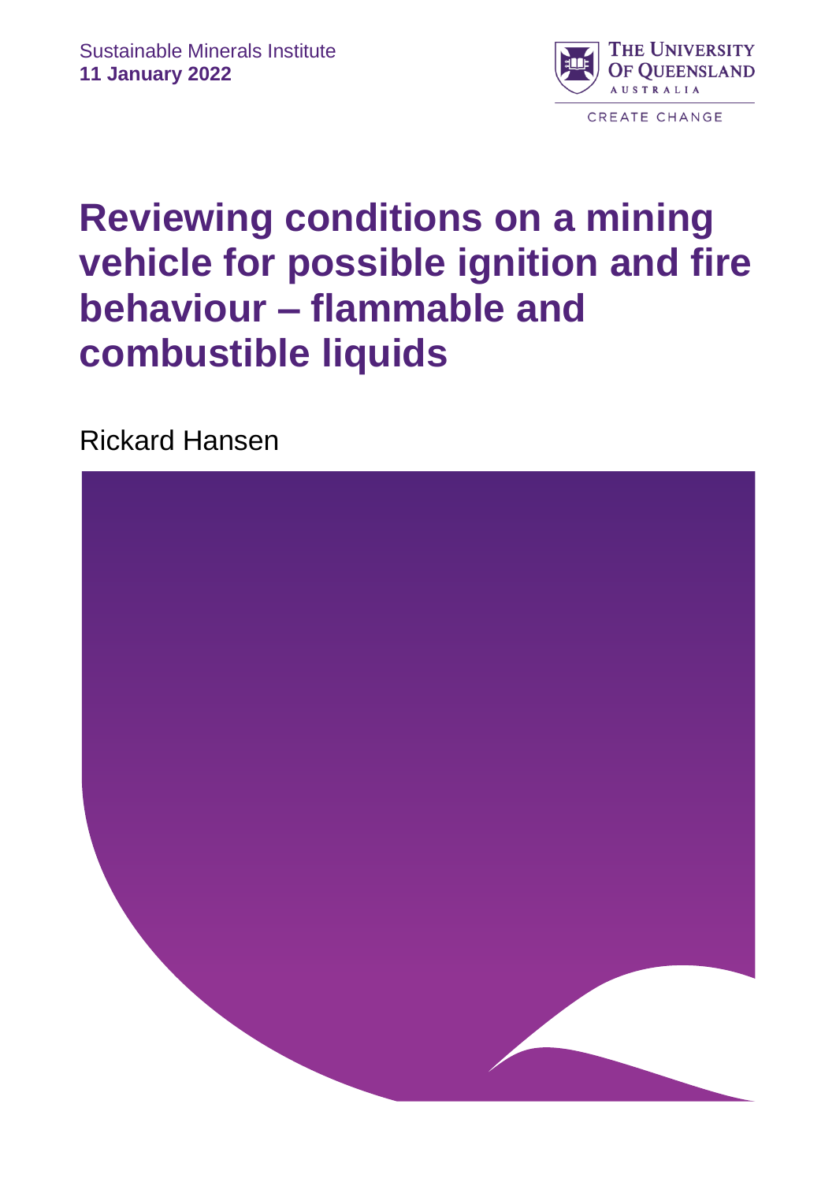Sustainable Minerals Institute
**11 January 2022**

THE UNIVERSITY OF QUEENSLAND
AUSTRALIA

CREATE CHANGE

# Reviewing conditions on a mining vehicle for possible ignition and fire behaviour – flammable and combustible liquids

Rickard Hansen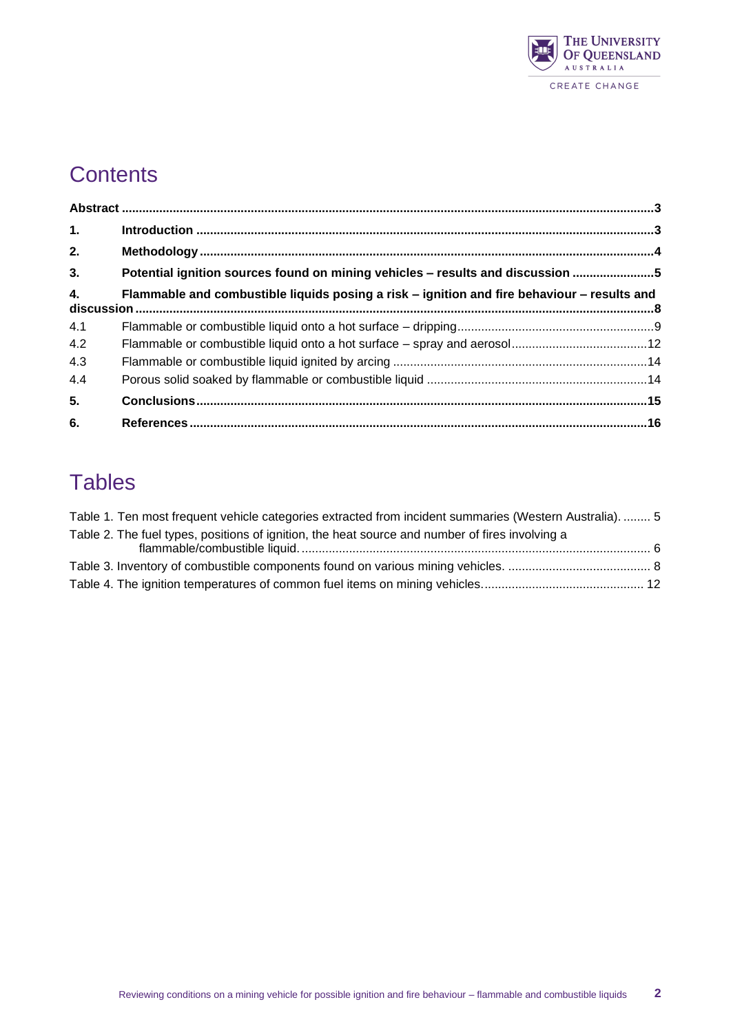## Contents

**Abstract** ....................................................................................................................................................3

**1. Introduction** ...........................................................................................................................................3

**2. Methodology** ..........................................................................................................................................4

**3. Potential ignition sources found on mining vehicles – results and discussion** ........................5

**4. Flammable and combustible liquids posing a risk – ignition and fire behaviour – results and discussion** ..................................................................................................................................................8

4.1 Flammable or combustible liquid onto a hot surface – dripping..........................................................9

4.2 Flammable or combustible liquid onto a hot surface – spray and aerosol........................................12

4.3 Flammable or combustible liquid ignited by arcing ..........................................................................14

4.4 Porous solid soaked by flammable or combustible liquid .................................................................14

**5. Conclusions**............................................................................................................................................15

**6. References**.............................................................................................................................................16

## Tables

Table 1. Ten most frequent vehicle categories extracted from incident summaries (Western Australia). ........ 5

Table 2. The fuel types, positions of ignition, the heat source and number of fires involving a flammable/combustible liquid. ..................................................................................................... 6

Table 3. Inventory of combustible components found on various mining vehicles. .......................................... 8

Table 4. The ignition temperatures of common fuel items on mining vehicles............................................... 12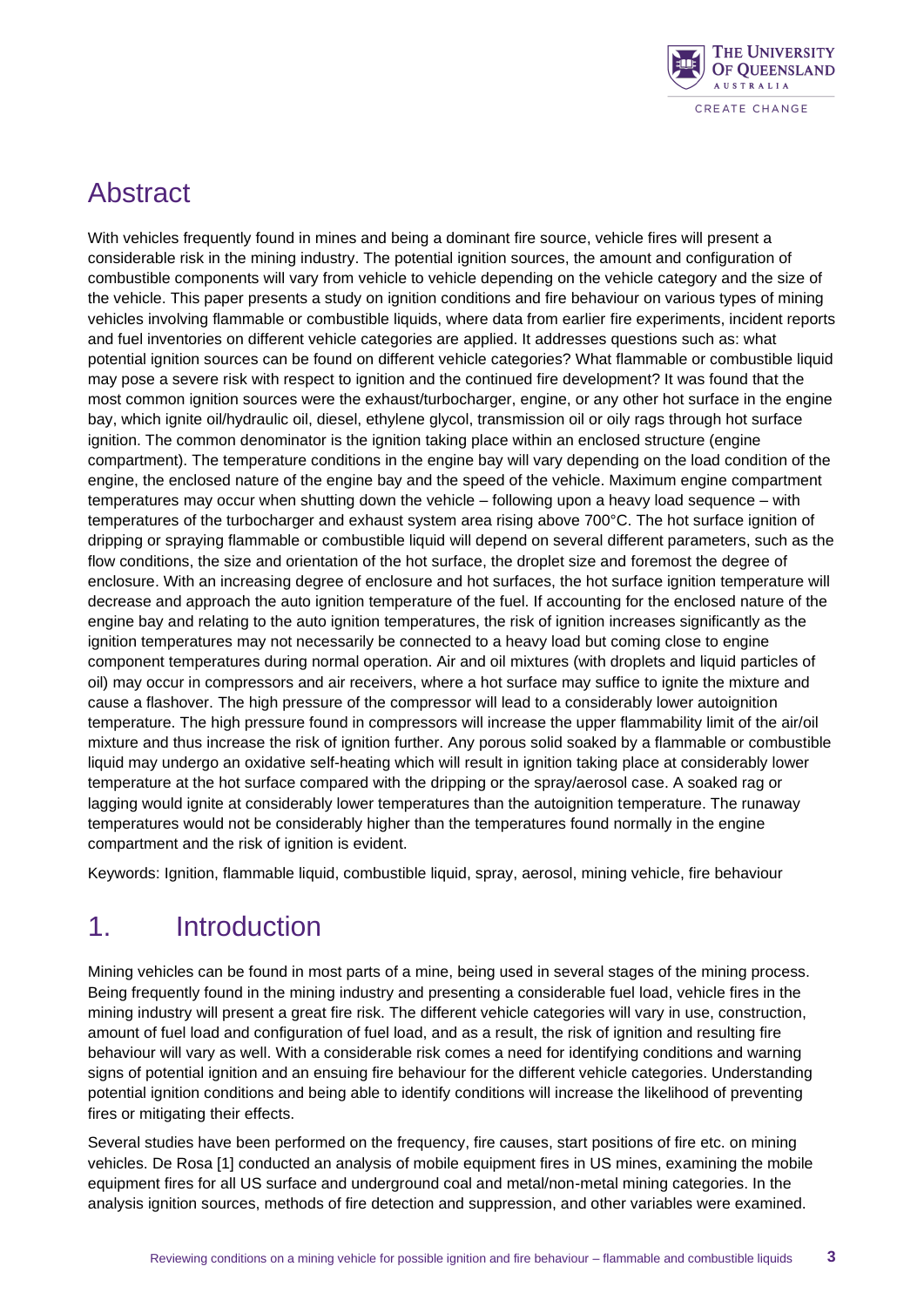# Abstract

With vehicles frequently found in mines and being a dominant fire source, vehicle fires will present a considerable risk in the mining industry. The potential ignition sources, the amount and configuration of combustible components will vary from vehicle to vehicle depending on the vehicle category and the size of the vehicle. This paper presents a study on ignition conditions and fire behaviour on various types of mining vehicles involving flammable or combustible liquids, where data from earlier fire experiments, incident reports and fuel inventories on different vehicle categories are applied. It addresses questions such as: what potential ignition sources can be found on different vehicle categories? What flammable or combustible liquid may pose a severe risk with respect to ignition and the continued fire development? It was found that the most common ignition sources were the exhaust/turbocharger, engine, or any other hot surface in the engine bay, which ignite oil/hydraulic oil, diesel, ethylene glycol, transmission oil or oily rags through hot surface ignition. The common denominator is the ignition taking place within an enclosed structure (engine compartment). The temperature conditions in the engine bay will vary depending on the load condition of the engine, the enclosed nature of the engine bay and the speed of the vehicle. Maximum engine compartment temperatures may occur when shutting down the vehicle – following upon a heavy load sequence – with temperatures of the turbocharger and exhaust system area rising above 700°C. The hot surface ignition of dripping or spraying flammable or combustible liquid will depend on several different parameters, such as the flow conditions, the size and orientation of the hot surface, the droplet size and foremost the degree of enclosure. With an increasing degree of enclosure and hot surfaces, the hot surface ignition temperature will decrease and approach the auto ignition temperature of the fuel. If accounting for the enclosed nature of the engine bay and relating to the auto ignition temperatures, the risk of ignition increases significantly as the ignition temperatures may not necessarily be connected to a heavy load but coming close to engine component temperatures during normal operation. Air and oil mixtures (with droplets and liquid particles of oil) may occur in compressors and air receivers, where a hot surface may suffice to ignite the mixture and cause a flashover. The high pressure of the compressor will lead to a considerably lower autoignition temperature. The high pressure found in compressors will increase the upper flammability limit of the air/oil mixture and thus increase the risk of ignition further. Any porous solid soaked by a flammable or combustible liquid may undergo an oxidative self-heating which will result in ignition taking place at considerably lower temperature at the hot surface compared with the dripping or the spray/aerosol case. A soaked rag or lagging would ignite at considerably lower temperatures than the autoignition temperature. The runaway temperatures would not be considerably higher than the temperatures found normally in the engine compartment and the risk of ignition is evident.

Keywords: Ignition, flammable liquid, combustible liquid, spray, aerosol, mining vehicle, fire behaviour

# 1. Introduction

Mining vehicles can be found in most parts of a mine, being used in several stages of the mining process. Being frequently found in the mining industry and presenting a considerable fuel load, vehicle fires in the mining industry will present a great fire risk. The different vehicle categories will vary in use, construction, amount of fuel load and configuration of fuel load, and as a result, the risk of ignition and resulting fire behaviour will vary as well. With a considerable risk comes a need for identifying conditions and warning signs of potential ignition and an ensuing fire behaviour for the different vehicle categories. Understanding potential ignition conditions and being able to identify conditions will increase the likelihood of preventing fires or mitigating their effects.

Several studies have been performed on the frequency, fire causes, start positions of fire etc. on mining vehicles. De Rosa [1] conducted an analysis of mobile equipment fires in US mines, examining the mobile equipment fires for all US surface and underground coal and metal/non-metal mining categories. In the analysis ignition sources, methods of fire detection and suppression, and other variables were examined.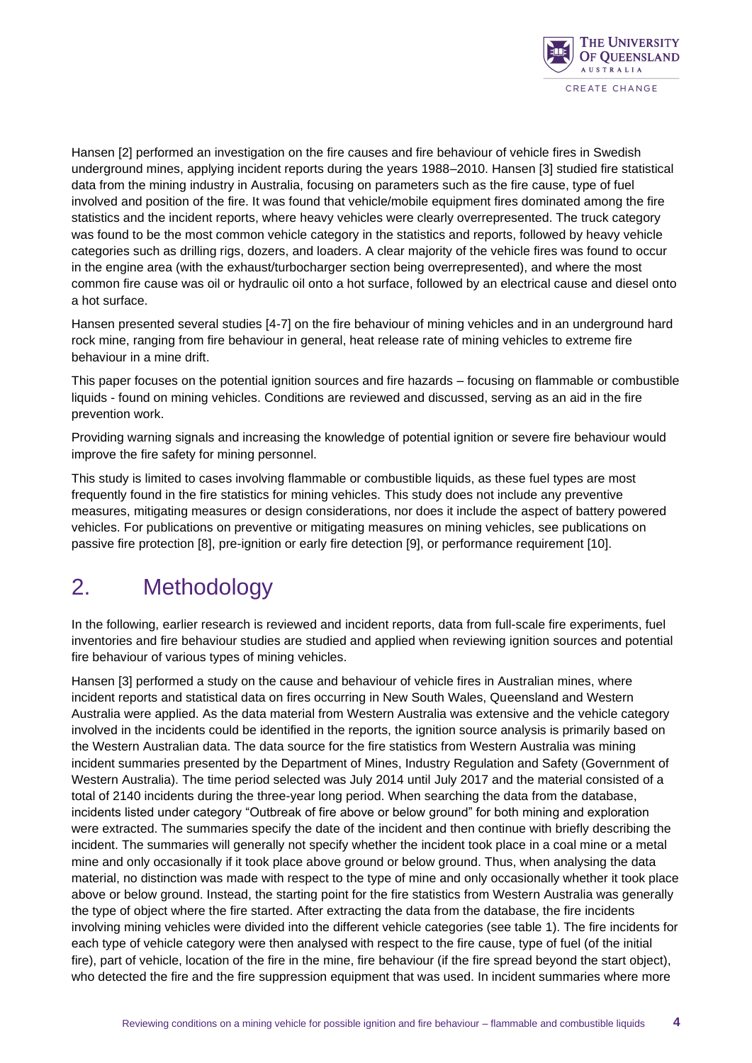Hansen [2] performed an investigation on the fire causes and fire behaviour of vehicle fires in Swedish underground mines, applying incident reports during the years 1988–2010. Hansen [3] studied fire statistical data from the mining industry in Australia, focusing on parameters such as the fire cause, type of fuel involved and position of the fire. It was found that vehicle/mobile equipment fires dominated among the fire statistics and the incident reports, where heavy vehicles were clearly overrepresented. The truck category was found to be the most common vehicle category in the statistics and reports, followed by heavy vehicle categories such as drilling rigs, dozers, and loaders. A clear majority of the vehicle fires was found to occur in the engine area (with the exhaust/turbocharger section being overrepresented), and where the most common fire cause was oil or hydraulic oil onto a hot surface, followed by an electrical cause and diesel onto a hot surface.

Hansen presented several studies [4-7] on the fire behaviour of mining vehicles and in an underground hard rock mine, ranging from fire behaviour in general, heat release rate of mining vehicles to extreme fire behaviour in a mine drift.

This paper focuses on the potential ignition sources and fire hazards – focusing on flammable or combustible liquids - found on mining vehicles. Conditions are reviewed and discussed, serving as an aid in the fire prevention work.

Providing warning signals and increasing the knowledge of potential ignition or severe fire behaviour would improve the fire safety for mining personnel.

This study is limited to cases involving flammable or combustible liquids, as these fuel types are most frequently found in the fire statistics for mining vehicles. This study does not include any preventive measures, mitigating measures or design considerations, nor does it include the aspect of battery powered vehicles. For publications on preventive or mitigating measures on mining vehicles, see publications on passive fire protection [8], pre-ignition or early fire detection [9], or performance requirement [10].

# 2. Methodology

In the following, earlier research is reviewed and incident reports, data from full-scale fire experiments, fuel inventories and fire behaviour studies are studied and applied when reviewing ignition sources and potential fire behaviour of various types of mining vehicles.

Hansen [3] performed a study on the cause and behaviour of vehicle fires in Australian mines, where incident reports and statistical data on fires occurring in New South Wales, Queensland and Western Australia were applied. As the data material from Western Australia was extensive and the vehicle category involved in the incidents could be identified in the reports, the ignition source analysis is primarily based on the Western Australian data. The data source for the fire statistics from Western Australia was mining incident summaries presented by the Department of Mines, Industry Regulation and Safety (Government of Western Australia). The time period selected was July 2014 until July 2017 and the material consisted of a total of 2140 incidents during the three-year long period. When searching the data from the database, incidents listed under category "Outbreak of fire above or below ground" for both mining and exploration were extracted. The summaries specify the date of the incident and then continue with briefly describing the incident. The summaries will generally not specify whether the incident took place in a coal mine or a metal mine and only occasionally if it took place above ground or below ground. Thus, when analysing the data material, no distinction was made with respect to the type of mine and only occasionally whether it took place above or below ground. Instead, the starting point for the fire statistics from Western Australia was generally the type of object where the fire started. After extracting the data from the database, the fire incidents involving mining vehicles were divided into the different vehicle categories (see table 1). The fire incidents for each type of vehicle category were then analysed with respect to the fire cause, type of fuel (of the initial fire), part of vehicle, location of the fire in the mine, fire behaviour (if the fire spread beyond the start object), who detected the fire and the fire suppression equipment that was used. In incident summaries where more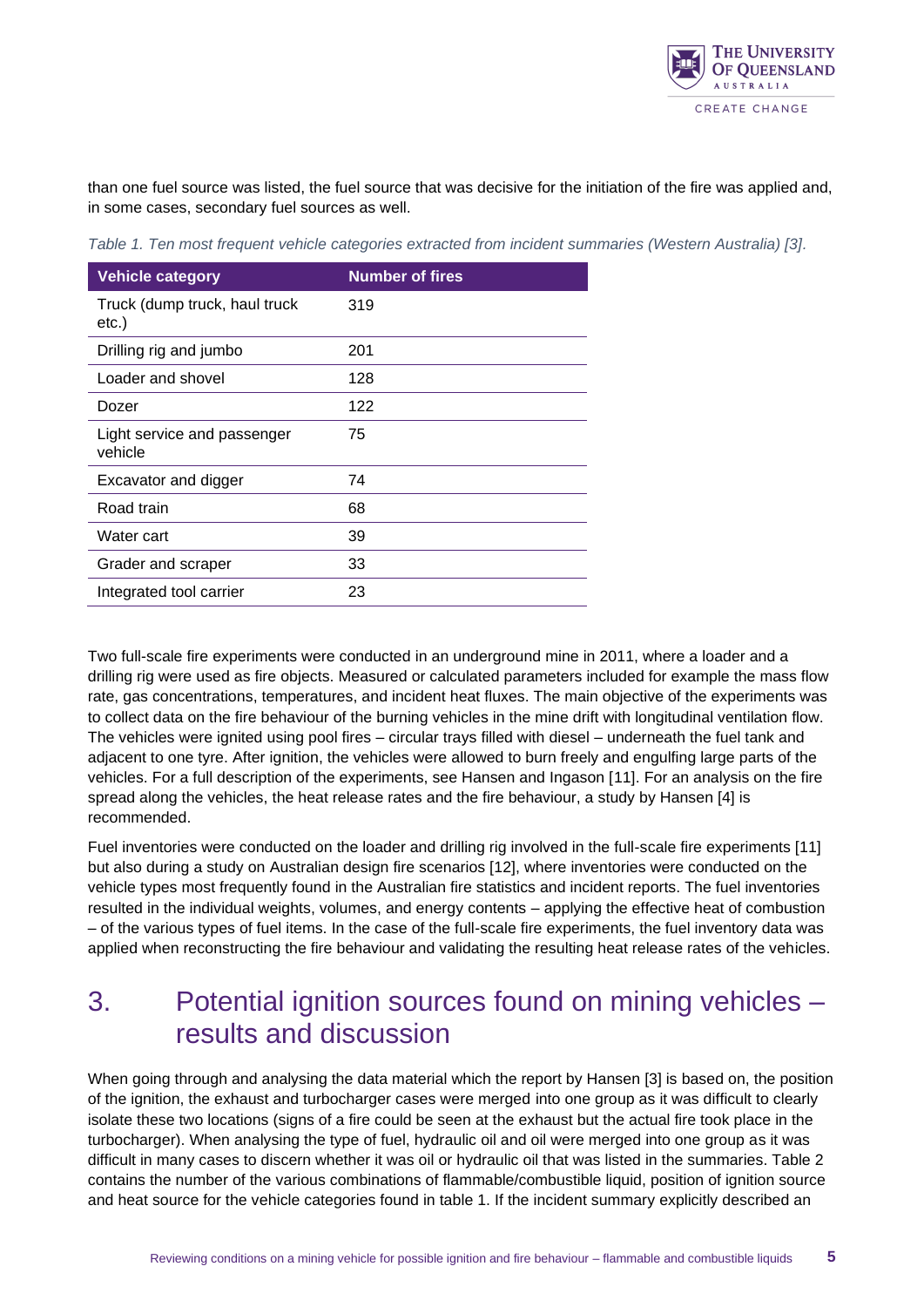than one fuel source was listed, the fuel source that was decisive for the initiation of the fire was applied and, in some cases, secondary fuel sources as well.

*Table 1. Ten most frequent vehicle categories extracted from incident summaries (Western Australia) [3].*

| Vehicle category | Number of fires |
| --- | --- |
| Truck (dump truck, haul truck etc.) | 319 |
| Drilling rig and jumbo | 201 |
| Loader and shovel | 128 |
| Dozer | 122 |
| Light service and passenger vehicle | 75 |
| Excavator and digger | 74 |
| Road train | 68 |
| Water cart | 39 |
| Grader and scraper | 33 |
| Integrated tool carrier | 23 |

Two full-scale fire experiments were conducted in an underground mine in 2011, where a loader and a drilling rig were used as fire objects. Measured or calculated parameters included for example the mass flow rate, gas concentrations, temperatures, and incident heat fluxes. The main objective of the experiments was to collect data on the fire behaviour of the burning vehicles in the mine drift with longitudinal ventilation flow. The vehicles were ignited using pool fires – circular trays filled with diesel – underneath the fuel tank and adjacent to one tyre. After ignition, the vehicles were allowed to burn freely and engulfing large parts of the vehicles. For a full description of the experiments, see Hansen and Ingason [11]. For an analysis on the fire spread along the vehicles, the heat release rates and the fire behaviour, a study by Hansen [4] is recommended.

Fuel inventories were conducted on the loader and drilling rig involved in the full-scale fire experiments [11] but also during a study on Australian design fire scenarios [12], where inventories were conducted on the vehicle types most frequently found in the Australian fire statistics and incident reports. The fuel inventories resulted in the individual weights, volumes, and energy contents – applying the effective heat of combustion – of the various types of fuel items. In the case of the full-scale fire experiments, the fuel inventory data was applied when reconstructing the fire behaviour and validating the resulting heat release rates of the vehicles.

# 3. Potential ignition sources found on mining vehicles – results and discussion

When going through and analysing the data material which the report by Hansen [3] is based on, the position of the ignition, the exhaust and turbocharger cases were merged into one group as it was difficult to clearly isolate these two locations (signs of a fire could be seen at the exhaust but the actual fire took place in the turbocharger). When analysing the type of fuel, hydraulic oil and oil were merged into one group as it was difficult in many cases to discern whether it was oil or hydraulic oil that was listed in the summaries. Table 2 contains the number of the various combinations of flammable/combustible liquid, position of ignition source and heat source for the vehicle categories found in table 1. If the incident summary explicitly described an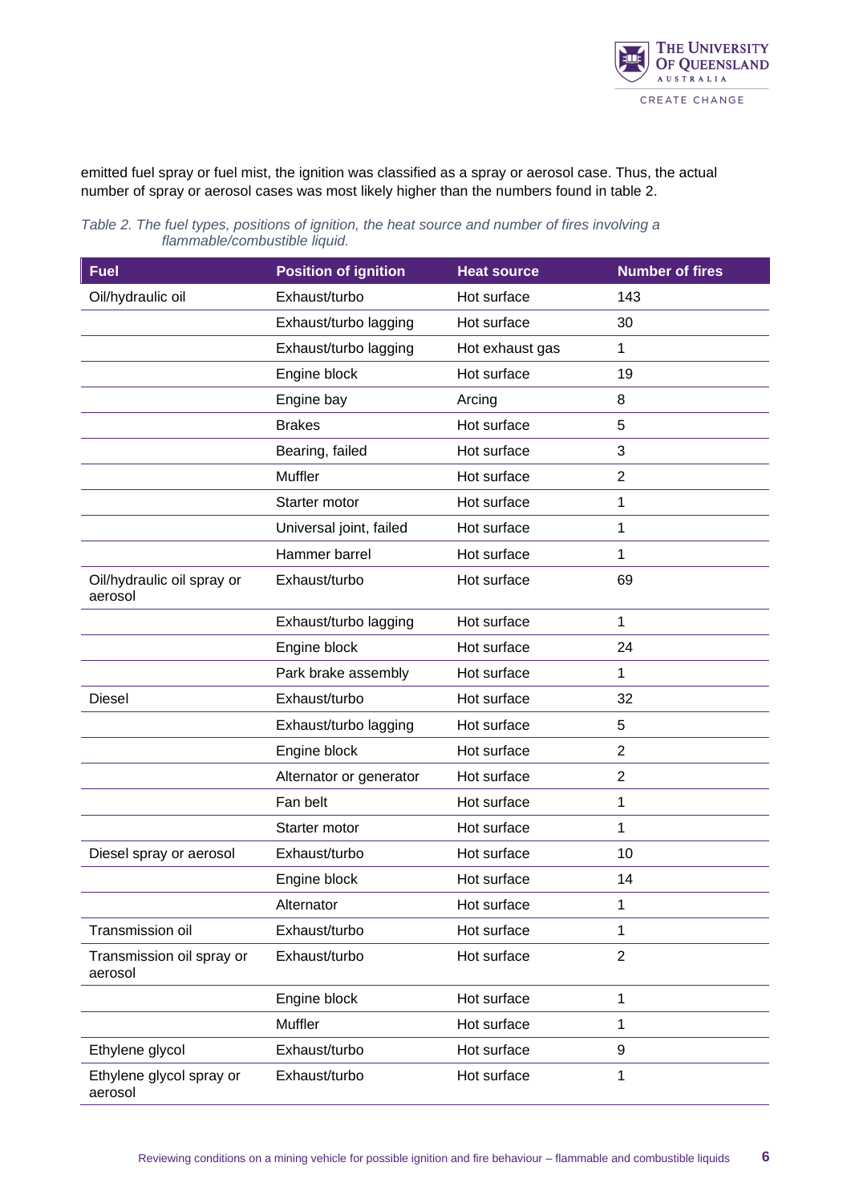emitted fuel spray or fuel mist, the ignition was classified as a spray or aerosol case. Thus, the actual number of spray or aerosol cases was most likely higher than the numbers found in table 2.

*Table 2. The fuel types, positions of ignition, the heat source and number of fires involving a flammable/combustible liquid.*

| Fuel | Position of ignition | Heat source | Number of fires |
|---|---|---|---|
| Oil/hydraulic oil | Exhaust/turbo | Hot surface | 143 |
| | Exhaust/turbo lagging | Hot surface | 30 |
| | Exhaust/turbo lagging | Hot exhaust gas | 1 |
| | Engine block | Hot surface | 19 |
| | Engine bay | Arcing | 8 |
| | Brakes | Hot surface | 5 |
| | Bearing, failed | Hot surface | 3 |
| | Muffler | Hot surface | 2 |
| | Starter motor | Hot surface | 1 |
| | Universal joint, failed | Hot surface | 1 |
| | Hammer barrel | Hot surface | 1 |
| Oil/hydraulic oil spray or aerosol | Exhaust/turbo | Hot surface | 69 |
| | Exhaust/turbo lagging | Hot surface | 1 |
| | Engine block | Hot surface | 24 |
| | Park brake assembly | Hot surface | 1 |
| Diesel | Exhaust/turbo | Hot surface | 32 |
| | Exhaust/turbo lagging | Hot surface | 5 |
| | Engine block | Hot surface | 2 |
| | Alternator or generator | Hot surface | 2 |
| | Fan belt | Hot surface | 1 |
| | Starter motor | Hot surface | 1 |
| Diesel spray or aerosol | Exhaust/turbo | Hot surface | 10 |
| | Engine block | Hot surface | 14 |
| | Alternator | Hot surface | 1 |
| Transmission oil | Exhaust/turbo | Hot surface | 1 |
| Transmission oil spray or aerosol | Exhaust/turbo | Hot surface | 2 |
| | Engine block | Hot surface | 1 |
| | Muffler | Hot surface | 1 |
| Ethylene glycol | Exhaust/turbo | Hot surface | 9 |
| Ethylene glycol spray or aerosol | Exhaust/turbo | Hot surface | 1 |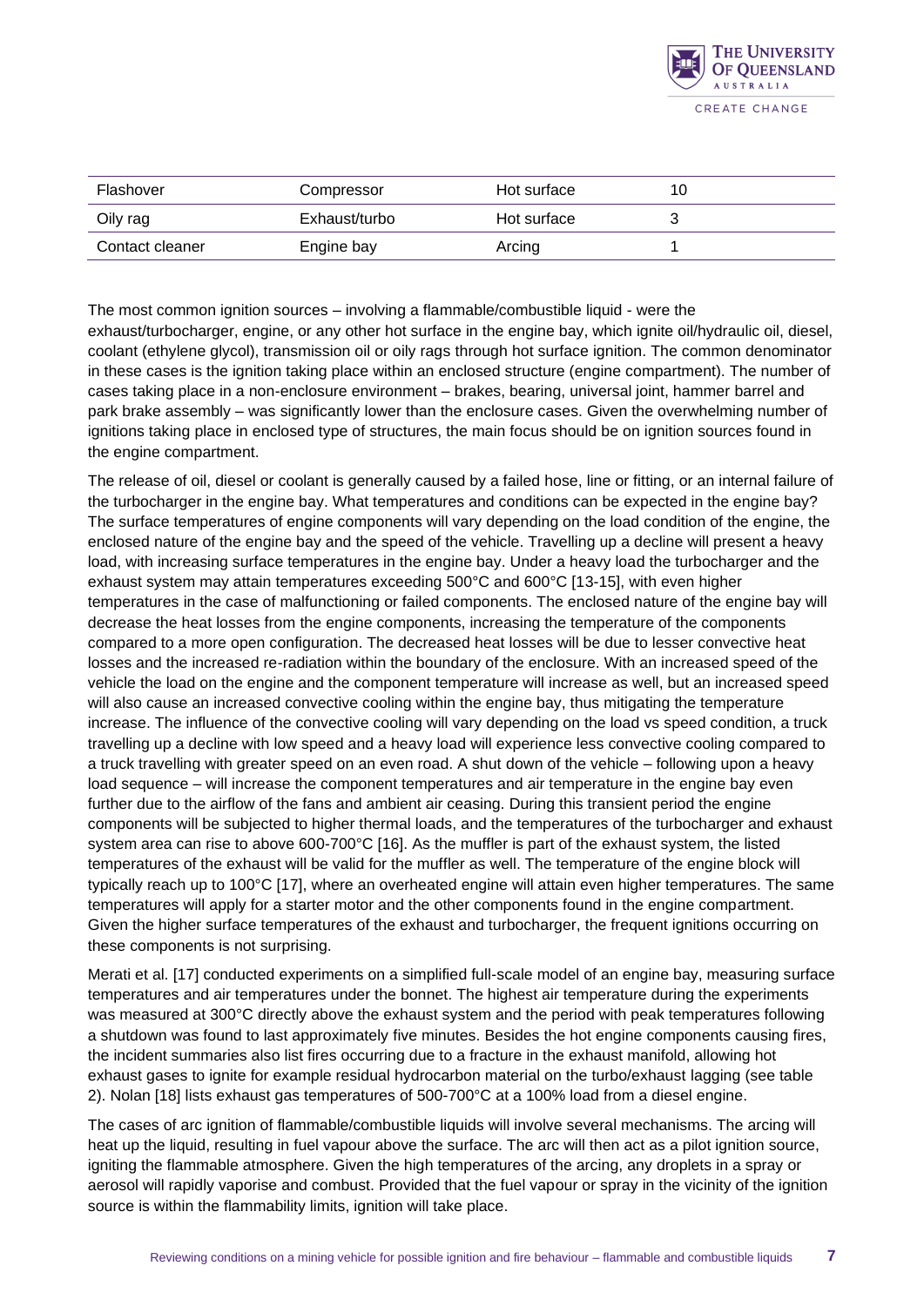| Flashover | Compressor | Hot surface | 10 |
| --- | --- | --- | --- |
| Oily rag | Exhaust/turbo | Hot surface | 3 |
| Contact cleaner | Engine bay | Arcing | 1 |

The most common ignition sources – involving a flammable/combustible liquid - were the exhaust/turbocharger, engine, or any other hot surface in the engine bay, which ignite oil/hydraulic oil, diesel, coolant (ethylene glycol), transmission oil or oily rags through hot surface ignition. The common denominator in these cases is the ignition taking place within an enclosed structure (engine compartment). The number of cases taking place in a non-enclosure environment – brakes, bearing, universal joint, hammer barrel and park brake assembly – was significantly lower than the enclosure cases. Given the overwhelming number of ignitions taking place in enclosed type of structures, the main focus should be on ignition sources found in the engine compartment.

The release of oil, diesel or coolant is generally caused by a failed hose, line or fitting, or an internal failure of the turbocharger in the engine bay. What temperatures and conditions can be expected in the engine bay? The surface temperatures of engine components will vary depending on the load condition of the engine, the enclosed nature of the engine bay and the speed of the vehicle. Travelling up a decline will present a heavy load, with increasing surface temperatures in the engine bay. Under a heavy load the turbocharger and the exhaust system may attain temperatures exceeding 500°C and 600°C [13-15], with even higher temperatures in the case of malfunctioning or failed components. The enclosed nature of the engine bay will decrease the heat losses from the engine components, increasing the temperature of the components compared to a more open configuration. The decreased heat losses will be due to lesser convective heat losses and the increased re-radiation within the boundary of the enclosure. With an increased speed of the vehicle the load on the engine and the component temperature will increase as well, but an increased speed will also cause an increased convective cooling within the engine bay, thus mitigating the temperature increase. The influence of the convective cooling will vary depending on the load vs speed condition, a truck travelling up a decline with low speed and a heavy load will experience less convective cooling compared to a truck travelling with greater speed on an even road. A shut down of the vehicle – following upon a heavy load sequence – will increase the component temperatures and air temperature in the engine bay even further due to the airflow of the fans and ambient air ceasing. During this transient period the engine components will be subjected to higher thermal loads, and the temperatures of the turbocharger and exhaust system area can rise to above 600-700°C [16]. As the muffler is part of the exhaust system, the listed temperatures of the exhaust will be valid for the muffler as well. The temperature of the engine block will typically reach up to 100°C [17], where an overheated engine will attain even higher temperatures. The same temperatures will apply for a starter motor and the other components found in the engine compartment. Given the higher surface temperatures of the exhaust and turbocharger, the frequent ignitions occurring on these components is not surprising.

Merati et al. [17] conducted experiments on a simplified full-scale model of an engine bay, measuring surface temperatures and air temperatures under the bonnet. The highest air temperature during the experiments was measured at 300°C directly above the exhaust system and the period with peak temperatures following a shutdown was found to last approximately five minutes. Besides the hot engine components causing fires, the incident summaries also list fires occurring due to a fracture in the exhaust manifold, allowing hot exhaust gases to ignite for example residual hydrocarbon material on the turbo/exhaust lagging (see table 2). Nolan [18] lists exhaust gas temperatures of 500-700°C at a 100% load from a diesel engine.

The cases of arc ignition of flammable/combustible liquids will involve several mechanisms. The arcing will heat up the liquid, resulting in fuel vapour above the surface. The arc will then act as a pilot ignition source, igniting the flammable atmosphere. Given the high temperatures of the arcing, any droplets in a spray or aerosol will rapidly vaporise and combust. Provided that the fuel vapour or spray in the vicinity of the ignition source is within the flammability limits, ignition will take place.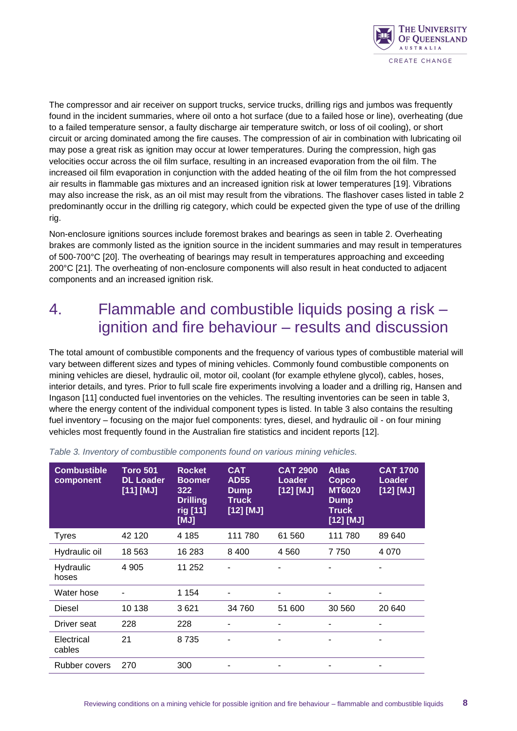The compressor and air receiver on support trucks, service trucks, drilling rigs and jumbos was frequently found in the incident summaries, where oil onto a hot surface (due to a failed hose or line), overheating (due to a failed temperature sensor, a faulty discharge air temperature switch, or loss of oil cooling), or short circuit or arcing dominated among the fire causes. The compression of air in combination with lubricating oil may pose a great risk as ignition may occur at lower temperatures. During the compression, high gas velocities occur across the oil film surface, resulting in an increased evaporation from the oil film. The increased oil film evaporation in conjunction with the added heating of the oil film from the hot compressed air results in flammable gas mixtures and an increased ignition risk at lower temperatures [19]. Vibrations may also increase the risk, as an oil mist may result from the vibrations. The flashover cases listed in table 2 predominantly occur in the drilling rig category, which could be expected given the type of use of the drilling rig.

Non-enclosure ignitions sources include foremost brakes and bearings as seen in table 2. Overheating brakes are commonly listed as the ignition source in the incident summaries and may result in temperatures of 500-700°C [20]. The overheating of bearings may result in temperatures approaching and exceeding 200°C [21]. The overheating of non-enclosure components will also result in heat conducted to adjacent components and an increased ignition risk.

# 4. Flammable and combustible liquids posing a risk – ignition and fire behaviour – results and discussion

The total amount of combustible components and the frequency of various types of combustible material will vary between different sizes and types of mining vehicles. Commonly found combustible components on mining vehicles are diesel, hydraulic oil, motor oil, coolant (for example ethylene glycol), cables, hoses, interior details, and tyres. Prior to full scale fire experiments involving a loader and a drilling rig, Hansen and Ingason [11] conducted fuel inventories on the vehicles. The resulting inventories can be seen in table 3, where the energy content of the individual component types is listed. In table 3 also contains the resulting fuel inventory – focusing on the major fuel components: tyres, diesel, and hydraulic oil - on four mining vehicles most frequently found in the Australian fire statistics and incident reports [12].

*Table 3. Inventory of combustible components found on various mining vehicles.*

| Combustible component | Toro 501 DL Loader [11] [MJ] | Rocket Boomer 322 Drilling rig [11] [MJ] | CAT AD55 Dump Truck [12] [MJ] | CAT 2900 Loader [12] [MJ] | Atlas Copco MT6020 Dump Truck [12] [MJ] | CAT 1700 Loader [12] [MJ] |
|---|---|---|---|---|---|---|
| Tyres | 42 120 | 4 185 | 111 780 | 61 560 | 111 780 | 89 640 |
| Hydraulic oil | 18 563 | 16 283 | 8 400 | 4 560 | 7 750 | 4 070 |
| Hydraulic hoses | 4 905 | 11 252 | - | - | - | - |
| Water hose | - | 1 154 | - | - | - | - |
| Diesel | 10 138 | 3 621 | 34 760 | 51 600 | 30 560 | 20 640 |
| Driver seat | 228 | 228 | - | - | - | - |
| Electrical cables | 21 | 8 735 | - | - | - | - |
| Rubber covers | 270 | 300 | - | - | - | - |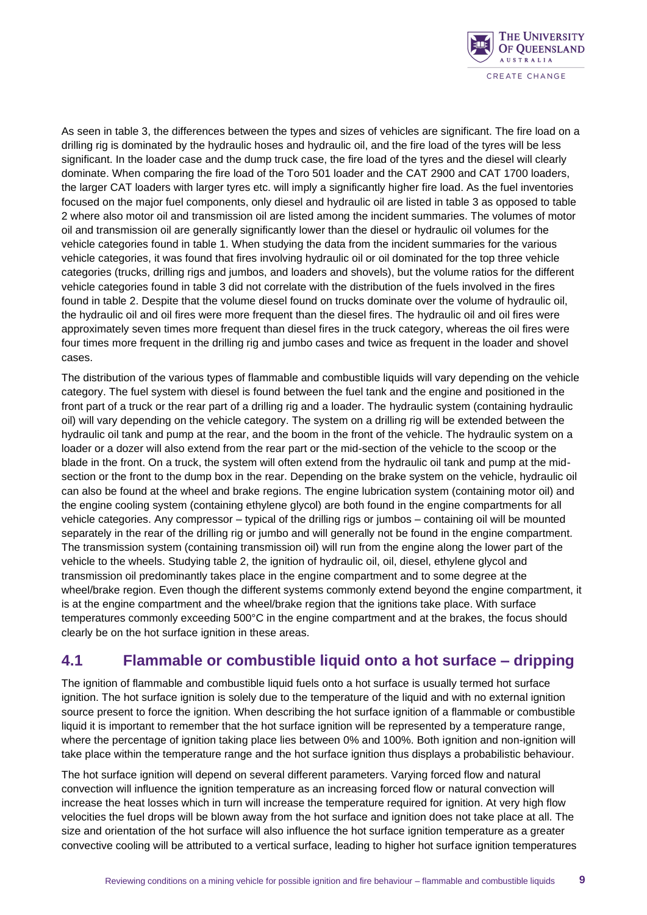As seen in table 3, the differences between the types and sizes of vehicles are significant. The fire load on a drilling rig is dominated by the hydraulic hoses and hydraulic oil, and the fire load of the tyres will be less significant. In the loader case and the dump truck case, the fire load of the tyres and the diesel will clearly dominate. When comparing the fire load of the Toro 501 loader and the CAT 2900 and CAT 1700 loaders, the larger CAT loaders with larger tyres etc. will imply a significantly higher fire load. As the fuel inventories focused on the major fuel components, only diesel and hydraulic oil are listed in table 3 as opposed to table 2 where also motor oil and transmission oil are listed among the incident summaries. The volumes of motor oil and transmission oil are generally significantly lower than the diesel or hydraulic oil volumes for the vehicle categories found in table 1. When studying the data from the incident summaries for the various vehicle categories, it was found that fires involving hydraulic oil or oil dominated for the top three vehicle categories (trucks, drilling rigs and jumbos, and loaders and shovels), but the volume ratios for the different vehicle categories found in table 3 did not correlate with the distribution of the fuels involved in the fires found in table 2. Despite that the volume diesel found on trucks dominate over the volume of hydraulic oil, the hydraulic oil and oil fires were more frequent than the diesel fires. The hydraulic oil and oil fires were approximately seven times more frequent than diesel fires in the truck category, whereas the oil fires were four times more frequent in the drilling rig and jumbo cases and twice as frequent in the loader and shovel cases.

The distribution of the various types of flammable and combustible liquids will vary depending on the vehicle category. The fuel system with diesel is found between the fuel tank and the engine and positioned in the front part of a truck or the rear part of a drilling rig and a loader. The hydraulic system (containing hydraulic oil) will vary depending on the vehicle category. The system on a drilling rig will be extended between the hydraulic oil tank and pump at the rear, and the boom in the front of the vehicle. The hydraulic system on a loader or a dozer will also extend from the rear part or the mid-section of the vehicle to the scoop or the blade in the front. On a truck, the system will often extend from the hydraulic oil tank and pump at the mid-section or the front to the dump box in the rear. Depending on the brake system on the vehicle, hydraulic oil can also be found at the wheel and brake regions. The engine lubrication system (containing motor oil) and the engine cooling system (containing ethylene glycol) are both found in the engine compartments for all vehicle categories. Any compressor – typical of the drilling rigs or jumbos – containing oil will be mounted separately in the rear of the drilling rig or jumbo and will generally not be found in the engine compartment. The transmission system (containing transmission oil) will run from the engine along the lower part of the vehicle to the wheels. Studying table 2, the ignition of hydraulic oil, oil, diesel, ethylene glycol and transmission oil predominantly takes place in the engine compartment and to some degree at the wheel/brake region. Even though the different systems commonly extend beyond the engine compartment, it is at the engine compartment and the wheel/brake region that the ignitions take place. With surface temperatures commonly exceeding 500°C in the engine compartment and at the brakes, the focus should clearly be on the hot surface ignition in these areas.

## 4.1 Flammable or combustible liquid onto a hot surface – dripping

The ignition of flammable and combustible liquid fuels onto a hot surface is usually termed hot surface ignition. The hot surface ignition is solely due to the temperature of the liquid and with no external ignition source present to force the ignition. When describing the hot surface ignition of a flammable or combustible liquid it is important to remember that the hot surface ignition will be represented by a temperature range, where the percentage of ignition taking place lies between 0% and 100%. Both ignition and non-ignition will take place within the temperature range and the hot surface ignition thus displays a probabilistic behaviour.

The hot surface ignition will depend on several different parameters. Varying forced flow and natural convection will influence the ignition temperature as an increasing forced flow or natural convection will increase the heat losses which in turn will increase the temperature required for ignition. At very high flow velocities the fuel drops will be blown away from the hot surface and ignition does not take place at all. The size and orientation of the hot surface will also influence the hot surface ignition temperature as a greater convective cooling will be attributed to a vertical surface, leading to higher hot surface ignition temperatures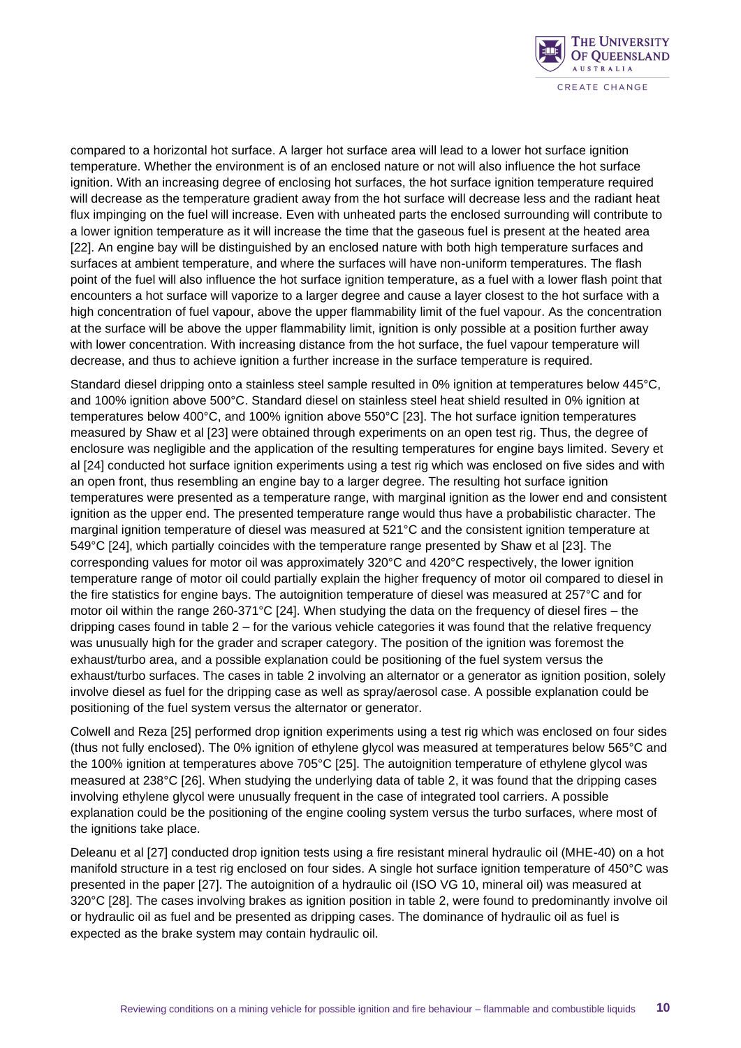compared to a horizontal hot surface. A larger hot surface area will lead to a lower hot surface ignition temperature. Whether the environment is of an enclosed nature or not will also influence the hot surface ignition. With an increasing degree of enclosing hot surfaces, the hot surface ignition temperature required will decrease as the temperature gradient away from the hot surface will decrease less and the radiant heat flux impinging on the fuel will increase. Even with unheated parts the enclosed surrounding will contribute to a lower ignition temperature as it will increase the time that the gaseous fuel is present at the heated area [22]. An engine bay will be distinguished by an enclosed nature with both high temperature surfaces and surfaces at ambient temperature, and where the surfaces will have non-uniform temperatures. The flash point of the fuel will also influence the hot surface ignition temperature, as a fuel with a lower flash point that encounters a hot surface will vaporize to a larger degree and cause a layer closest to the hot surface with a high concentration of fuel vapour, above the upper flammability limit of the fuel vapour. As the concentration at the surface will be above the upper flammability limit, ignition is only possible at a position further away with lower concentration. With increasing distance from the hot surface, the fuel vapour temperature will decrease, and thus to achieve ignition a further increase in the surface temperature is required.

Standard diesel dripping onto a stainless steel sample resulted in 0% ignition at temperatures below 445°C, and 100% ignition above 500°C. Standard diesel on stainless steel heat shield resulted in 0% ignition at temperatures below 400°C, and 100% ignition above 550°C [23]. The hot surface ignition temperatures measured by Shaw et al [23] were obtained through experiments on an open test rig. Thus, the degree of enclosure was negligible and the application of the resulting temperatures for engine bays limited. Severy et al [24] conducted hot surface ignition experiments using a test rig which was enclosed on five sides and with an open front, thus resembling an engine bay to a larger degree. The resulting hot surface ignition temperatures were presented as a temperature range, with marginal ignition as the lower end and consistent ignition as the upper end. The presented temperature range would thus have a probabilistic character. The marginal ignition temperature of diesel was measured at 521°C and the consistent ignition temperature at 549°C [24], which partially coincides with the temperature range presented by Shaw et al [23]. The corresponding values for motor oil was approximately 320°C and 420°C respectively, the lower ignition temperature range of motor oil could partially explain the higher frequency of motor oil compared to diesel in the fire statistics for engine bays. The autoignition temperature of diesel was measured at 257°C and for motor oil within the range 260-371°C [24]. When studying the data on the frequency of diesel fires – the dripping cases found in table 2 – for the various vehicle categories it was found that the relative frequency was unusually high for the grader and scraper category. The position of the ignition was foremost the exhaust/turbo area, and a possible explanation could be positioning of the fuel system versus the exhaust/turbo surfaces. The cases in table 2 involving an alternator or a generator as ignition position, solely involve diesel as fuel for the dripping case as well as spray/aerosol case. A possible explanation could be positioning of the fuel system versus the alternator or generator.

Colwell and Reza [25] performed drop ignition experiments using a test rig which was enclosed on four sides (thus not fully enclosed). The 0% ignition of ethylene glycol was measured at temperatures below 565°C and the 100% ignition at temperatures above 705°C [25]. The autoignition temperature of ethylene glycol was measured at 238°C [26]. When studying the underlying data of table 2, it was found that the dripping cases involving ethylene glycol were unusually frequent in the case of integrated tool carriers. A possible explanation could be the positioning of the engine cooling system versus the turbo surfaces, where most of the ignitions take place.

Deleanu et al [27] conducted drop ignition tests using a fire resistant mineral hydraulic oil (MHE-40) on a hot manifold structure in a test rig enclosed on four sides. A single hot surface ignition temperature of 450°C was presented in the paper [27]. The autoignition of a hydraulic oil (ISO VG 10, mineral oil) was measured at 320°C [28]. The cases involving brakes as ignition position in table 2, were found to predominantly involve oil or hydraulic oil as fuel and be presented as dripping cases. The dominance of hydraulic oil as fuel is expected as the brake system may contain hydraulic oil.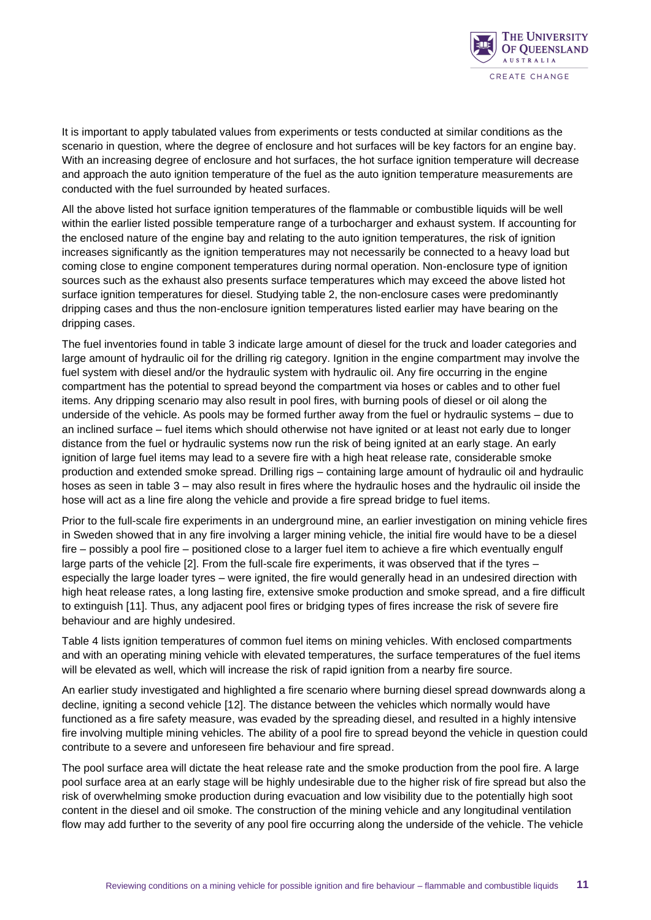It is important to apply tabulated values from experiments or tests conducted at similar conditions as the scenario in question, where the degree of enclosure and hot surfaces will be key factors for an engine bay. With an increasing degree of enclosure and hot surfaces, the hot surface ignition temperature will decrease and approach the auto ignition temperature of the fuel as the auto ignition temperature measurements are conducted with the fuel surrounded by heated surfaces.

All the above listed hot surface ignition temperatures of the flammable or combustible liquids will be well within the earlier listed possible temperature range of a turbocharger and exhaust system. If accounting for the enclosed nature of the engine bay and relating to the auto ignition temperatures, the risk of ignition increases significantly as the ignition temperatures may not necessarily be connected to a heavy load but coming close to engine component temperatures during normal operation. Non-enclosure type of ignition sources such as the exhaust also presents surface temperatures which may exceed the above listed hot surface ignition temperatures for diesel. Studying table 2, the non-enclosure cases were predominantly dripping cases and thus the non-enclosure ignition temperatures listed earlier may have bearing on the dripping cases.

The fuel inventories found in table 3 indicate large amount of diesel for the truck and loader categories and large amount of hydraulic oil for the drilling rig category. Ignition in the engine compartment may involve the fuel system with diesel and/or the hydraulic system with hydraulic oil. Any fire occurring in the engine compartment has the potential to spread beyond the compartment via hoses or cables and to other fuel items. Any dripping scenario may also result in pool fires, with burning pools of diesel or oil along the underside of the vehicle. As pools may be formed further away from the fuel or hydraulic systems – due to an inclined surface – fuel items which should otherwise not have ignited or at least not early due to longer distance from the fuel or hydraulic systems now run the risk of being ignited at an early stage. An early ignition of large fuel items may lead to a severe fire with a high heat release rate, considerable smoke production and extended smoke spread. Drilling rigs – containing large amount of hydraulic oil and hydraulic hoses as seen in table 3 – may also result in fires where the hydraulic hoses and the hydraulic oil inside the hose will act as a line fire along the vehicle and provide a fire spread bridge to fuel items.

Prior to the full-scale fire experiments in an underground mine, an earlier investigation on mining vehicle fires in Sweden showed that in any fire involving a larger mining vehicle, the initial fire would have to be a diesel fire – possibly a pool fire – positioned close to a larger fuel item to achieve a fire which eventually engulf large parts of the vehicle [2]. From the full-scale fire experiments, it was observed that if the tyres – especially the large loader tyres – were ignited, the fire would generally head in an undesired direction with high heat release rates, a long lasting fire, extensive smoke production and smoke spread, and a fire difficult to extinguish [11]. Thus, any adjacent pool fires or bridging types of fires increase the risk of severe fire behaviour and are highly undesired.

Table 4 lists ignition temperatures of common fuel items on mining vehicles. With enclosed compartments and with an operating mining vehicle with elevated temperatures, the surface temperatures of the fuel items will be elevated as well, which will increase the risk of rapid ignition from a nearby fire source.

An earlier study investigated and highlighted a fire scenario where burning diesel spread downwards along a decline, igniting a second vehicle [12]. The distance between the vehicles which normally would have functioned as a fire safety measure, was evaded by the spreading diesel, and resulted in a highly intensive fire involving multiple mining vehicles. The ability of a pool fire to spread beyond the vehicle in question could contribute to a severe and unforeseen fire behaviour and fire spread.

The pool surface area will dictate the heat release rate and the smoke production from the pool fire. A large pool surface area at an early stage will be highly undesirable due to the higher risk of fire spread but also the risk of overwhelming smoke production during evacuation and low visibility due to the potentially high soot content in the diesel and oil smoke. The construction of the mining vehicle and any longitudinal ventilation flow may add further to the severity of any pool fire occurring along the underside of the vehicle. The vehicle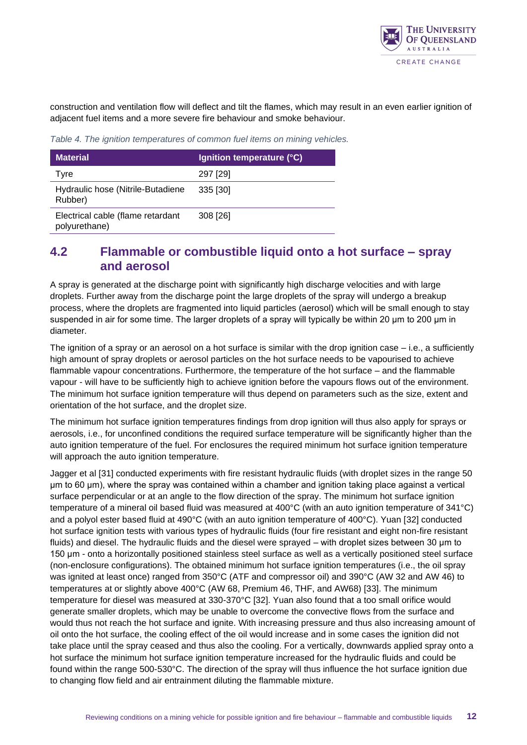construction and ventilation flow will deflect and tilt the flames, which may result in an even earlier ignition of adjacent fuel items and a more severe fire behaviour and smoke behaviour.

*Table 4. The ignition temperatures of common fuel items on mining vehicles.*

| Material | Ignition temperature (°C) |
|---|---|
| Tyre | 297 [29] |
| Hydraulic hose (Nitrile-Butadiene Rubber) | 335 [30] |
| Electrical cable (flame retardant polyurethane) | 308 [26] |

## 4.2 Flammable or combustible liquid onto a hot surface – spray and aerosol

A spray is generated at the discharge point with significantly high discharge velocities and with large droplets. Further away from the discharge point the large droplets of the spray will undergo a breakup process, where the droplets are fragmented into liquid particles (aerosol) which will be small enough to stay suspended in air for some time. The larger droplets of a spray will typically be within 20 µm to 200 µm in diameter.

The ignition of a spray or an aerosol on a hot surface is similar with the drop ignition case – i.e., a sufficiently high amount of spray droplets or aerosol particles on the hot surface needs to be vapourised to achieve flammable vapour concentrations. Furthermore, the temperature of the hot surface – and the flammable vapour - will have to be sufficiently high to achieve ignition before the vapours flows out of the environment. The minimum hot surface ignition temperature will thus depend on parameters such as the size, extent and orientation of the hot surface, and the droplet size.

The minimum hot surface ignition temperatures findings from drop ignition will thus also apply for sprays or aerosols, i.e., for unconfined conditions the required surface temperature will be significantly higher than the auto ignition temperature of the fuel. For enclosures the required minimum hot surface ignition temperature will approach the auto ignition temperature.

Jagger et al [31] conducted experiments with fire resistant hydraulic fluids (with droplet sizes in the range 50 µm to 60 µm), where the spray was contained within a chamber and ignition taking place against a vertical surface perpendicular or at an angle to the flow direction of the spray. The minimum hot surface ignition temperature of a mineral oil based fluid was measured at 400°C (with an auto ignition temperature of 341°C) and a polyol ester based fluid at 490°C (with an auto ignition temperature of 400°C). Yuan [32] conducted hot surface ignition tests with various types of hydraulic fluids (four fire resistant and eight non-fire resistant fluids) and diesel. The hydraulic fluids and the diesel were sprayed – with droplet sizes between 30 µm to 150 µm - onto a horizontally positioned stainless steel surface as well as a vertically positioned steel surface (non-enclosure configurations). The obtained minimum hot surface ignition temperatures (i.e., the oil spray was ignited at least once) ranged from 350°C (ATF and compressor oil) and 390°C (AW 32 and AW 46) to temperatures at or slightly above 400°C (AW 68, Premium 46, THF, and AW68) [33]. The minimum temperature for diesel was measured at 330-370°C [32]. Yuan also found that a too small orifice would generate smaller droplets, which may be unable to overcome the convective flows from the surface and would thus not reach the hot surface and ignite. With increasing pressure and thus also increasing amount of oil onto the hot surface, the cooling effect of the oil would increase and in some cases the ignition did not take place until the spray ceased and thus also the cooling. For a vertically, downwards applied spray onto a hot surface the minimum hot surface ignition temperature increased for the hydraulic fluids and could be found within the range 500-530°C. The direction of the spray will thus influence the hot surface ignition due to changing flow field and air entrainment diluting the flammable mixture.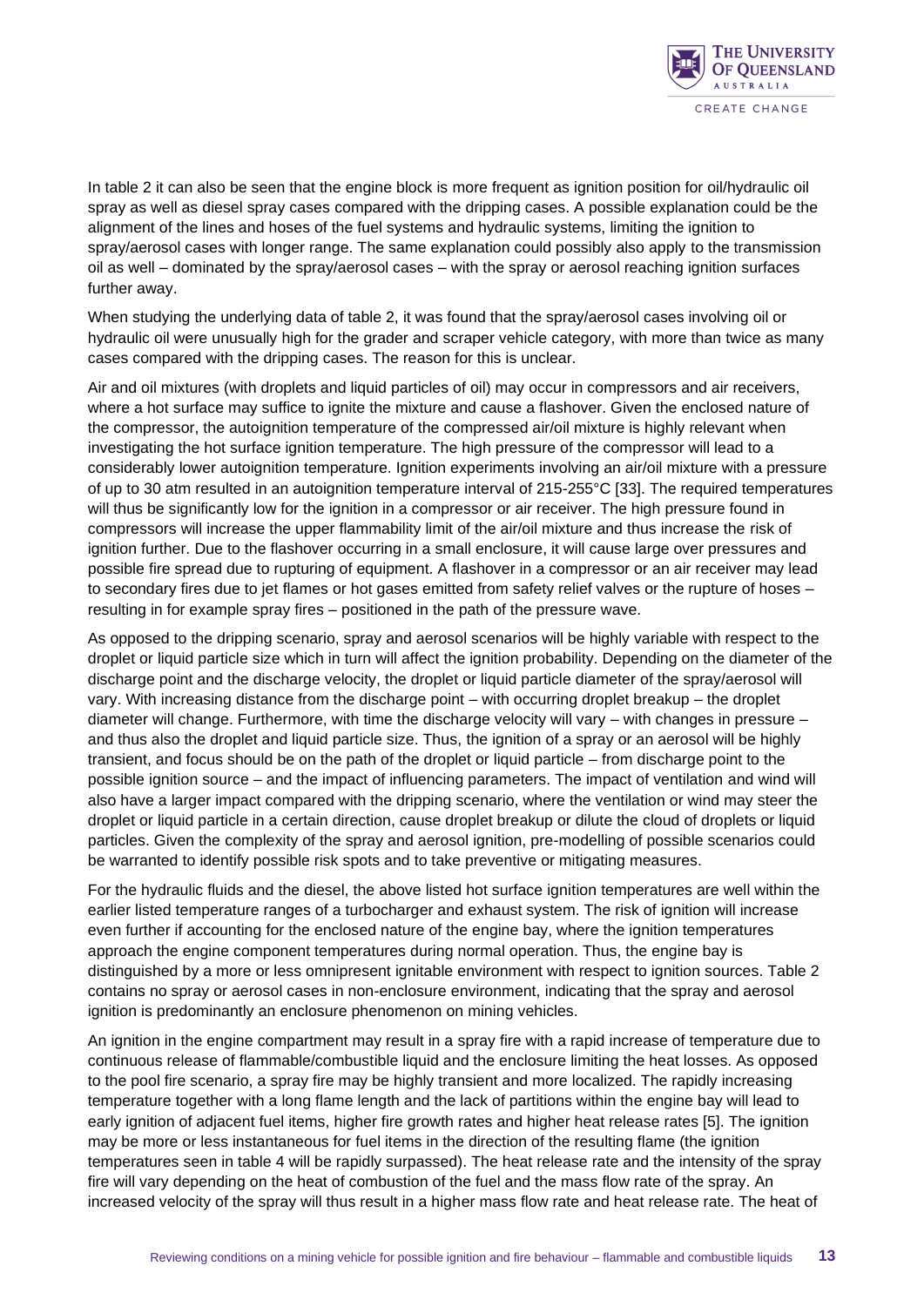In table 2 it can also be seen that the engine block is more frequent as ignition position for oil/hydraulic oil spray as well as diesel spray cases compared with the dripping cases. A possible explanation could be the alignment of the lines and hoses of the fuel systems and hydraulic systems, limiting the ignition to spray/aerosol cases with longer range. The same explanation could possibly also apply to the transmission oil as well – dominated by the spray/aerosol cases – with the spray or aerosol reaching ignition surfaces further away.

When studying the underlying data of table 2, it was found that the spray/aerosol cases involving oil or hydraulic oil were unusually high for the grader and scraper vehicle category, with more than twice as many cases compared with the dripping cases. The reason for this is unclear.

Air and oil mixtures (with droplets and liquid particles of oil) may occur in compressors and air receivers, where a hot surface may suffice to ignite the mixture and cause a flashover. Given the enclosed nature of the compressor, the autoignition temperature of the compressed air/oil mixture is highly relevant when investigating the hot surface ignition temperature. The high pressure of the compressor will lead to a considerably lower autoignition temperature. Ignition experiments involving an air/oil mixture with a pressure of up to 30 atm resulted in an autoignition temperature interval of 215-255°C [33]. The required temperatures will thus be significantly low for the ignition in a compressor or air receiver. The high pressure found in compressors will increase the upper flammability limit of the air/oil mixture and thus increase the risk of ignition further. Due to the flashover occurring in a small enclosure, it will cause large over pressures and possible fire spread due to rupturing of equipment. A flashover in a compressor or an air receiver may lead to secondary fires due to jet flames or hot gases emitted from safety relief valves or the rupture of hoses – resulting in for example spray fires – positioned in the path of the pressure wave.

As opposed to the dripping scenario, spray and aerosol scenarios will be highly variable with respect to the droplet or liquid particle size which in turn will affect the ignition probability. Depending on the diameter of the discharge point and the discharge velocity, the droplet or liquid particle diameter of the spray/aerosol will vary. With increasing distance from the discharge point – with occurring droplet breakup – the droplet diameter will change. Furthermore, with time the discharge velocity will vary – with changes in pressure – and thus also the droplet and liquid particle size. Thus, the ignition of a spray or an aerosol will be highly transient, and focus should be on the path of the droplet or liquid particle – from discharge point to the possible ignition source – and the impact of influencing parameters. The impact of ventilation and wind will also have a larger impact compared with the dripping scenario, where the ventilation or wind may steer the droplet or liquid particle in a certain direction, cause droplet breakup or dilute the cloud of droplets or liquid particles. Given the complexity of the spray and aerosol ignition, pre-modelling of possible scenarios could be warranted to identify possible risk spots and to take preventive or mitigating measures.

For the hydraulic fluids and the diesel, the above listed hot surface ignition temperatures are well within the earlier listed temperature ranges of a turbocharger and exhaust system. The risk of ignition will increase even further if accounting for the enclosed nature of the engine bay, where the ignition temperatures approach the engine component temperatures during normal operation. Thus, the engine bay is distinguished by a more or less omnipresent ignitable environment with respect to ignition sources. Table 2 contains no spray or aerosol cases in non-enclosure environment, indicating that the spray and aerosol ignition is predominantly an enclosure phenomenon on mining vehicles.

An ignition in the engine compartment may result in a spray fire with a rapid increase of temperature due to continuous release of flammable/combustible liquid and the enclosure limiting the heat losses. As opposed to the pool fire scenario, a spray fire may be highly transient and more localized. The rapidly increasing temperature together with a long flame length and the lack of partitions within the engine bay will lead to early ignition of adjacent fuel items, higher fire growth rates and higher heat release rates [5]. The ignition may be more or less instantaneous for fuel items in the direction of the resulting flame (the ignition temperatures seen in table 4 will be rapidly surpassed). The heat release rate and the intensity of the spray fire will vary depending on the heat of combustion of the fuel and the mass flow rate of the spray. An increased velocity of the spray will thus result in a higher mass flow rate and heat release rate. The heat of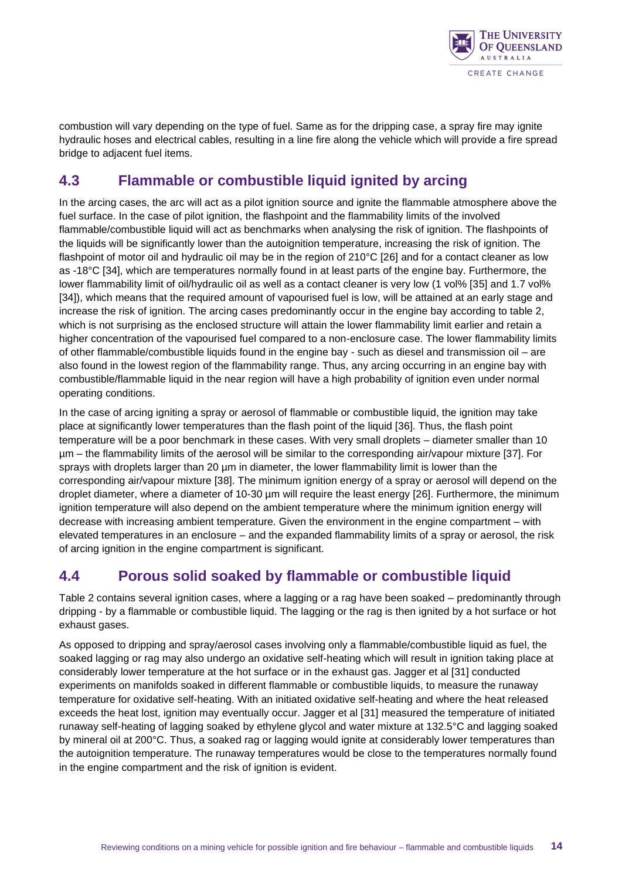combustion will vary depending on the type of fuel. Same as for the dripping case, a spray fire may ignite hydraulic hoses and electrical cables, resulting in a line fire along the vehicle which will provide a fire spread bridge to adjacent fuel items.

## 4.3 Flammable or combustible liquid ignited by arcing

In the arcing cases, the arc will act as a pilot ignition source and ignite the flammable atmosphere above the fuel surface. In the case of pilot ignition, the flashpoint and the flammability limits of the involved flammable/combustible liquid will act as benchmarks when analysing the risk of ignition. The flashpoints of the liquids will be significantly lower than the autoignition temperature, increasing the risk of ignition. The flashpoint of motor oil and hydraulic oil may be in the region of 210°C [26] and for a contact cleaner as low as -18°C [34], which are temperatures normally found in at least parts of the engine bay. Furthermore, the lower flammability limit of oil/hydraulic oil as well as a contact cleaner is very low (1 vol% [35] and 1.7 vol% [34]), which means that the required amount of vapourised fuel is low, will be attained at an early stage and increase the risk of ignition. The arcing cases predominantly occur in the engine bay according to table 2, which is not surprising as the enclosed structure will attain the lower flammability limit earlier and retain a higher concentration of the vapourised fuel compared to a non-enclosure case. The lower flammability limits of other flammable/combustible liquids found in the engine bay - such as diesel and transmission oil – are also found in the lowest region of the flammability range. Thus, any arcing occurring in an engine bay with combustible/flammable liquid in the near region will have a high probability of ignition even under normal operating conditions.

In the case of arcing igniting a spray or aerosol of flammable or combustible liquid, the ignition may take place at significantly lower temperatures than the flash point of the liquid [36]. Thus, the flash point temperature will be a poor benchmark in these cases. With very small droplets – diameter smaller than 10 µm – the flammability limits of the aerosol will be similar to the corresponding air/vapour mixture [37]. For sprays with droplets larger than 20 µm in diameter, the lower flammability limit is lower than the corresponding air/vapour mixture [38]. The minimum ignition energy of a spray or aerosol will depend on the droplet diameter, where a diameter of 10-30 µm will require the least energy [26]. Furthermore, the minimum ignition temperature will also depend on the ambient temperature where the minimum ignition energy will decrease with increasing ambient temperature. Given the environment in the engine compartment – with elevated temperatures in an enclosure – and the expanded flammability limits of a spray or aerosol, the risk of arcing ignition in the engine compartment is significant.

## 4.4 Porous solid soaked by flammable or combustible liquid

Table 2 contains several ignition cases, where a lagging or a rag have been soaked – predominantly through dripping - by a flammable or combustible liquid. The lagging or the rag is then ignited by a hot surface or hot exhaust gases.

As opposed to dripping and spray/aerosol cases involving only a flammable/combustible liquid as fuel, the soaked lagging or rag may also undergo an oxidative self-heating which will result in ignition taking place at considerably lower temperature at the hot surface or in the exhaust gas. Jagger et al [31] conducted experiments on manifolds soaked in different flammable or combustible liquids, to measure the runaway temperature for oxidative self-heating. With an initiated oxidative self-heating and where the heat released exceeds the heat lost, ignition may eventually occur. Jagger et al [31] measured the temperature of initiated runaway self-heating of lagging soaked by ethylene glycol and water mixture at 132.5°C and lagging soaked by mineral oil at 200°C. Thus, a soaked rag or lagging would ignite at considerably lower temperatures than the autoignition temperature. The runaway temperatures would be close to the temperatures normally found in the engine compartment and the risk of ignition is evident.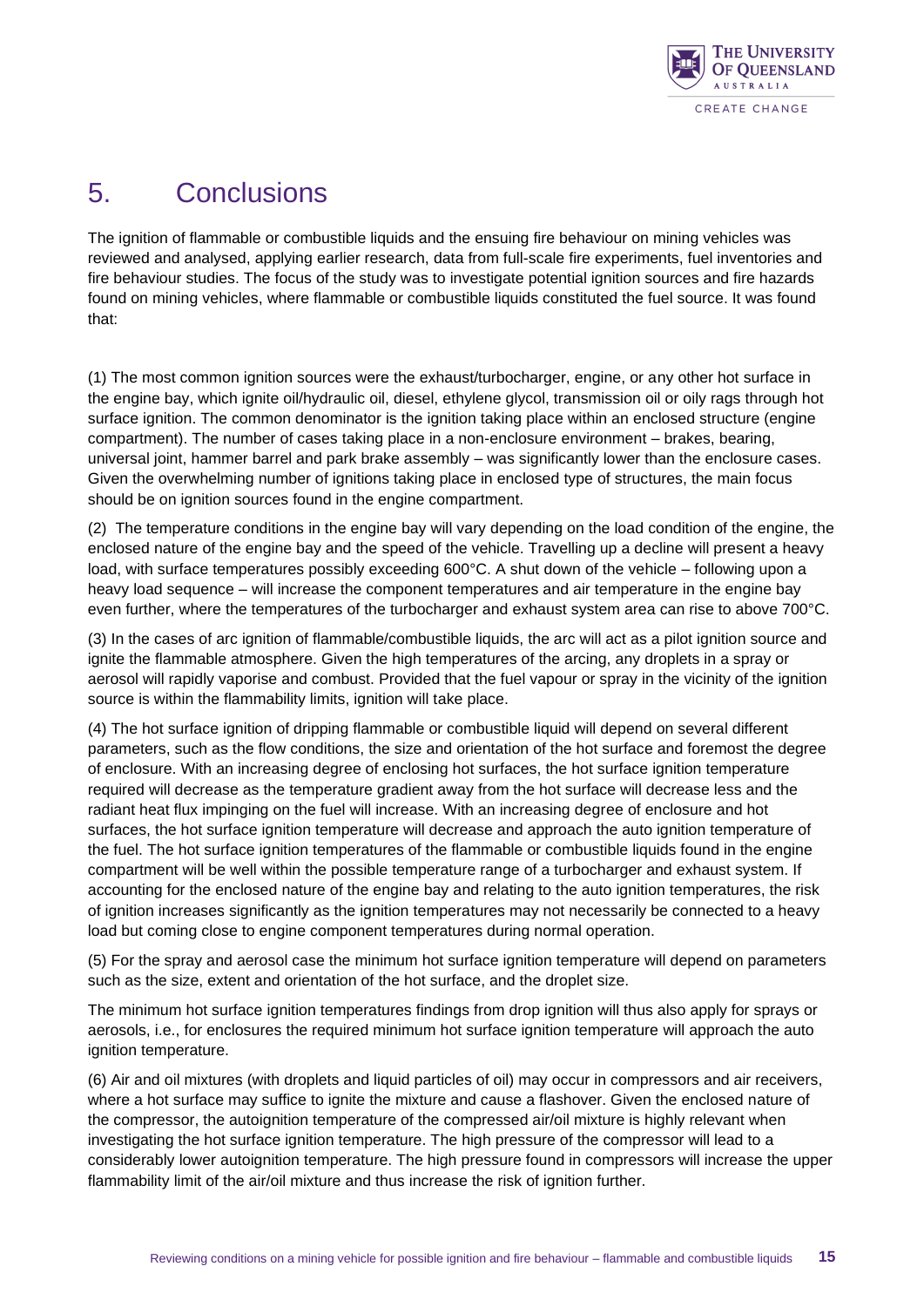# 5. Conclusions

The ignition of flammable or combustible liquids and the ensuing fire behaviour on mining vehicles was reviewed and analysed, applying earlier research, data from full-scale fire experiments, fuel inventories and fire behaviour studies. The focus of the study was to investigate potential ignition sources and fire hazards found on mining vehicles, where flammable or combustible liquids constituted the fuel source. It was found that:

(1) The most common ignition sources were the exhaust/turbocharger, engine, or any other hot surface in the engine bay, which ignite oil/hydraulic oil, diesel, ethylene glycol, transmission oil or oily rags through hot surface ignition. The common denominator is the ignition taking place within an enclosed structure (engine compartment). The number of cases taking place in a non-enclosure environment – brakes, bearing, universal joint, hammer barrel and park brake assembly – was significantly lower than the enclosure cases. Given the overwhelming number of ignitions taking place in enclosed type of structures, the main focus should be on ignition sources found in the engine compartment.

(2) The temperature conditions in the engine bay will vary depending on the load condition of the engine, the enclosed nature of the engine bay and the speed of the vehicle. Travelling up a decline will present a heavy load, with surface temperatures possibly exceeding 600°C. A shut down of the vehicle – following upon a heavy load sequence – will increase the component temperatures and air temperature in the engine bay even further, where the temperatures of the turbocharger and exhaust system area can rise to above 700°C.

(3) In the cases of arc ignition of flammable/combustible liquids, the arc will act as a pilot ignition source and ignite the flammable atmosphere. Given the high temperatures of the arcing, any droplets in a spray or aerosol will rapidly vaporise and combust. Provided that the fuel vapour or spray in the vicinity of the ignition source is within the flammability limits, ignition will take place.

(4) The hot surface ignition of dripping flammable or combustible liquid will depend on several different parameters, such as the flow conditions, the size and orientation of the hot surface and foremost the degree of enclosure. With an increasing degree of enclosing hot surfaces, the hot surface ignition temperature required will decrease as the temperature gradient away from the hot surface will decrease less and the radiant heat flux impinging on the fuel will increase. With an increasing degree of enclosure and hot surfaces, the hot surface ignition temperature will decrease and approach the auto ignition temperature of the fuel. The hot surface ignition temperatures of the flammable or combustible liquids found in the engine compartment will be well within the possible temperature range of a turbocharger and exhaust system. If accounting for the enclosed nature of the engine bay and relating to the auto ignition temperatures, the risk of ignition increases significantly as the ignition temperatures may not necessarily be connected to a heavy load but coming close to engine component temperatures during normal operation.

(5) For the spray and aerosol case the minimum hot surface ignition temperature will depend on parameters such as the size, extent and orientation of the hot surface, and the droplet size.

The minimum hot surface ignition temperatures findings from drop ignition will thus also apply for sprays or aerosols, i.e., for enclosures the required minimum hot surface ignition temperature will approach the auto ignition temperature.

(6) Air and oil mixtures (with droplets and liquid particles of oil) may occur in compressors and air receivers, where a hot surface may suffice to ignite the mixture and cause a flashover. Given the enclosed nature of the compressor, the autoignition temperature of the compressed air/oil mixture is highly relevant when investigating the hot surface ignition temperature. The high pressure of the compressor will lead to a considerably lower autoignition temperature. The high pressure found in compressors will increase the upper flammability limit of the air/oil mixture and thus increase the risk of ignition further.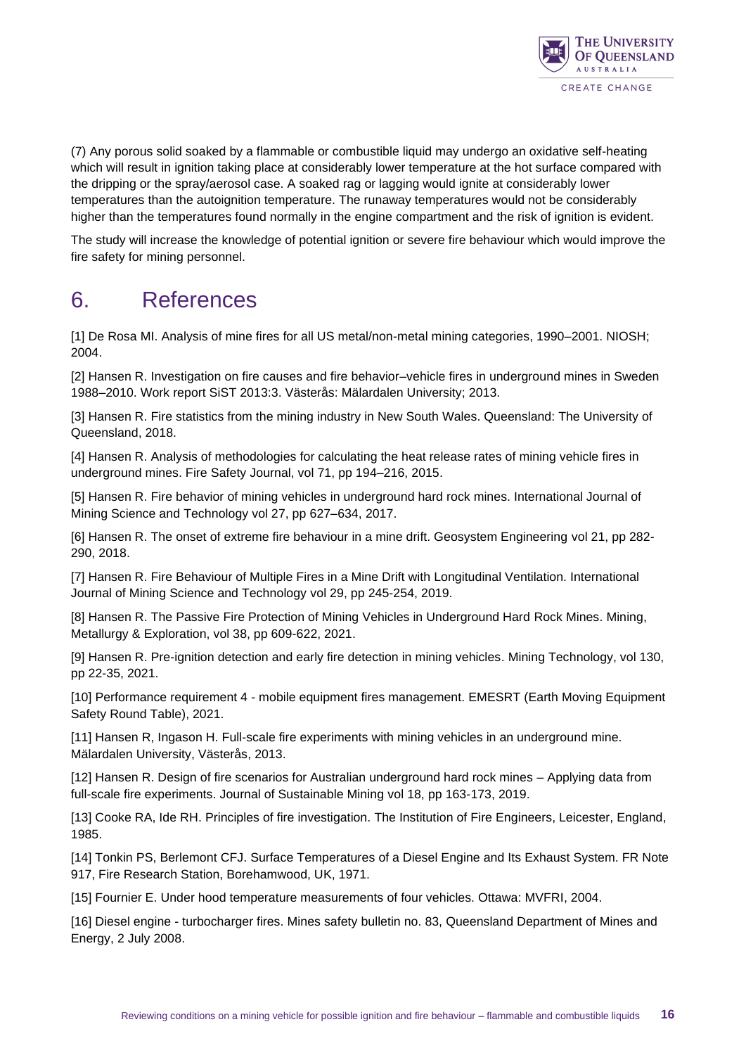(7) Any porous solid soaked by a flammable or combustible liquid may undergo an oxidative self-heating which will result in ignition taking place at considerably lower temperature at the hot surface compared with the dripping or the spray/aerosol case. A soaked rag or lagging would ignite at considerably lower temperatures than the autoignition temperature. The runaway temperatures would not be considerably higher than the temperatures found normally in the engine compartment and the risk of ignition is evident.

The study will increase the knowledge of potential ignition or severe fire behaviour which would improve the fire safety for mining personnel.

# 6. References

[1] De Rosa MI. Analysis of mine fires for all US metal/non-metal mining categories, 1990–2001. NIOSH; 2004.

[2] Hansen R. Investigation on fire causes and fire behavior–vehicle fires in underground mines in Sweden 1988–2010. Work report SiST 2013:3. Västerås: Mälardalen University; 2013.

[3] Hansen R. Fire statistics from the mining industry in New South Wales. Queensland: The University of Queensland, 2018.

[4] Hansen R. Analysis of methodologies for calculating the heat release rates of mining vehicle fires in underground mines. Fire Safety Journal, vol 71, pp 194–216, 2015.

[5] Hansen R. Fire behavior of mining vehicles in underground hard rock mines. International Journal of Mining Science and Technology vol 27, pp 627–634, 2017.

[6] Hansen R. The onset of extreme fire behaviour in a mine drift. Geosystem Engineering vol 21, pp 282-290, 2018.

[7] Hansen R. Fire Behaviour of Multiple Fires in a Mine Drift with Longitudinal Ventilation. International Journal of Mining Science and Technology vol 29, pp 245-254, 2019.

[8] Hansen R. The Passive Fire Protection of Mining Vehicles in Underground Hard Rock Mines. Mining, Metallurgy & Exploration, vol 38, pp 609-622, 2021.

[9] Hansen R. Pre-ignition detection and early fire detection in mining vehicles. Mining Technology, vol 130, pp 22-35, 2021.

[10] Performance requirement 4 - mobile equipment fires management. EMESRT (Earth Moving Equipment Safety Round Table), 2021.

[11] Hansen R, Ingason H. Full-scale fire experiments with mining vehicles in an underground mine. Mälardalen University, Västerås, 2013.

[12] Hansen R. Design of fire scenarios for Australian underground hard rock mines – Applying data from full-scale fire experiments. Journal of Sustainable Mining vol 18, pp 163-173, 2019.

[13] Cooke RA, Ide RH. Principles of fire investigation. The Institution of Fire Engineers, Leicester, England, 1985.

[14] Tonkin PS, Berlemont CFJ. Surface Temperatures of a Diesel Engine and Its Exhaust System. FR Note 917, Fire Research Station, Borehamwood, UK, 1971.

[15] Fournier E. Under hood temperature measurements of four vehicles. Ottawa: MVFRI, 2004.

[16] Diesel engine - turbocharger fires. Mines safety bulletin no. 83, Queensland Department of Mines and Energy, 2 July 2008.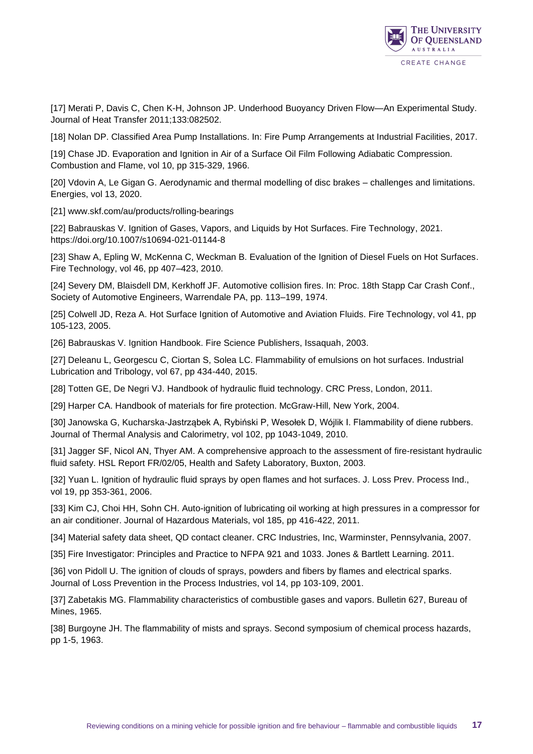[17] Merati P, Davis C, Chen K-H, Johnson JP. Underhood Buoyancy Driven Flow—An Experimental Study. Journal of Heat Transfer 2011;133:082502.

[18] Nolan DP. Classified Area Pump Installations. In: Fire Pump Arrangements at Industrial Facilities, 2017.

[19] Chase JD. Evaporation and Ignition in Air of a Surface Oil Film Following Adiabatic Compression. Combustion and Flame, vol 10, pp 315-329, 1966.

[20] Vdovin A, Le Gigan G. Aerodynamic and thermal modelling of disc brakes – challenges and limitations. Energies, vol 13, 2020.

[21] www.skf.com/au/products/rolling-bearings

[22] Babrauskas V. Ignition of Gases, Vapors, and Liquids by Hot Surfaces. Fire Technology, 2021. https://doi.org/10.1007/s10694-021-01144-8

[23] Shaw A, Epling W, McKenna C, Weckman B. Evaluation of the Ignition of Diesel Fuels on Hot Surfaces. Fire Technology, vol 46, pp 407–423, 2010.

[24] Severy DM, Blaisdell DM, Kerkhoff JF. Automotive collision fires. In: Proc. 18th Stapp Car Crash Conf., Society of Automotive Engineers, Warrendale PA, pp. 113–199, 1974.

[25] Colwell JD, Reza A. Hot Surface Ignition of Automotive and Aviation Fluids. Fire Technology, vol 41, pp 105-123, 2005.

[26] Babrauskas V. Ignition Handbook. Fire Science Publishers, Issaquah, 2003.

[27] Deleanu L, Georgescu C, Ciortan S, Solea LC. Flammability of emulsions on hot surfaces. Industrial Lubrication and Tribology, vol 67, pp 434-440, 2015.

[28] Totten GE, De Negri VJ. Handbook of hydraulic fluid technology. CRC Press, London, 2011.

[29] Harper CA. Handbook of materials for fire protection. McGraw-Hill, New York, 2004.

[30] Janowska G, Kucharska-Jastrząbek A, Rybiński P, Wesołek D, Wójlik I. Flammability of diene rubbers. Journal of Thermal Analysis and Calorimetry, vol 102, pp 1043-1049, 2010.

[31] Jagger SF, Nicol AN, Thyer AM. A comprehensive approach to the assessment of fire-resistant hydraulic fluid safety. HSL Report FR/02/05, Health and Safety Laboratory, Buxton, 2003.

[32] Yuan L. Ignition of hydraulic fluid sprays by open flames and hot surfaces. J. Loss Prev. Process Ind., vol 19, pp 353-361, 2006.

[33] Kim CJ, Choi HH, Sohn CH. Auto-ignition of lubricating oil working at high pressures in a compressor for an air conditioner. Journal of Hazardous Materials, vol 185, pp 416-422, 2011.

[34] Material safety data sheet, QD contact cleaner. CRC Industries, Inc, Warminster, Pennsylvania, 2007.

[35] Fire Investigator: Principles and Practice to NFPA 921 and 1033. Jones & Bartlett Learning. 2011.

[36] von Pidoll U. The ignition of clouds of sprays, powders and fibers by flames and electrical sparks. Journal of Loss Prevention in the Process Industries, vol 14, pp 103-109, 2001.

[37] Zabetakis MG. Flammability characteristics of combustible gases and vapors. Bulletin 627, Bureau of Mines, 1965.

[38] Burgoyne JH. The flammability of mists and sprays. Second symposium of chemical process hazards, pp 1-5, 1963.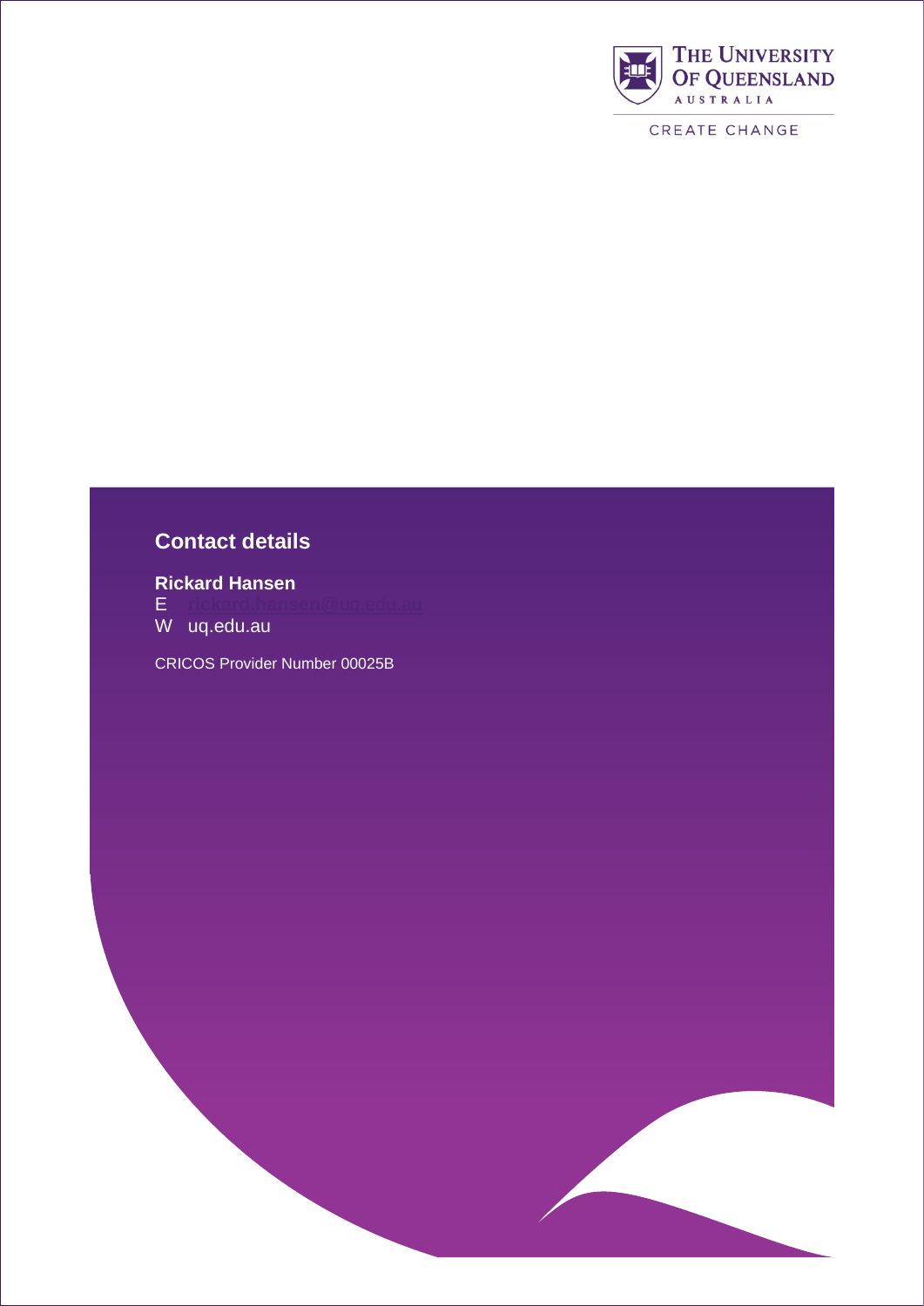THE UNIVERSITY OF QUEENSLAND
AUSTRALIA

CREATE CHANGE

## Contact details

**Rickard Hansen**
E rickard.hansen@uq.edu.au
W uq.edu.au

CRICOS Provider Number 00025B